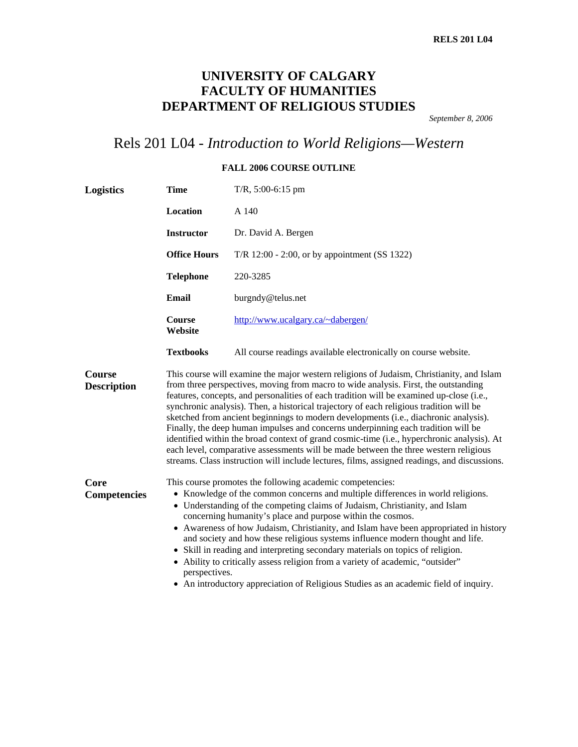RELS 201 L04

# UNIVERSITY OF CALGARY
# FACULTY OF HUMANITIES
# DEPARTMENT OF RELIGIOUS STUDIES

*September 8, 2006*

## Rels 201 L04 - *Introduction to World Religions—Western*

**FALL 2006 COURSE OUTLINE**

| | | |
|---|---|---|
| **Logistics** | **Time** | T/R, 5:00-6:15 pm |
| | **Location** | A 140 |
| | **Instructor** | Dr. David A. Bergen |
| | **Office Hours** | T/R 12:00 - 2:00, or by appointment (SS 1322) |
| | **Telephone** | 220-3285 |
| | **Email** | burgndy@telus.net |
| | **Course Website** | http://www.ucalgary.ca/~dabergen/ |
| | **Textbooks** | All course readings available electronically on course website. |

**Course Description**

This course will examine the major western religions of Judaism, Christianity, and Islam from three perspectives, moving from macro to wide analysis. First, the outstanding features, concepts, and personalities of each tradition will be examined up-close (i.e., synchronic analysis). Then, a historical trajectory of each religious tradition will be sketched from ancient beginnings to modern developments (i.e., diachronic analysis). Finally, the deep human impulses and concerns underpinning each tradition will be identified within the broad context of grand cosmic-time (i.e., hyperchronic analysis). At each level, comparative assessments will be made between the three western religious streams. Class instruction will include lectures, films, assigned readings, and discussions.

**Core Competencies**

This course promotes the following academic competencies:

- Knowledge of the common concerns and multiple differences in world religions.
- Understanding of the competing claims of Judaism, Christianity, and Islam concerning humanity's place and purpose within the cosmos.
- Awareness of how Judaism, Christianity, and Islam have been appropriated in history and society and how these religious systems influence modern thought and life.
- Skill in reading and interpreting secondary materials on topics of religion.
- Ability to critically assess religion from a variety of academic, "outsider" perspectives.
- An introductory appreciation of Religious Studies as an academic field of inquiry.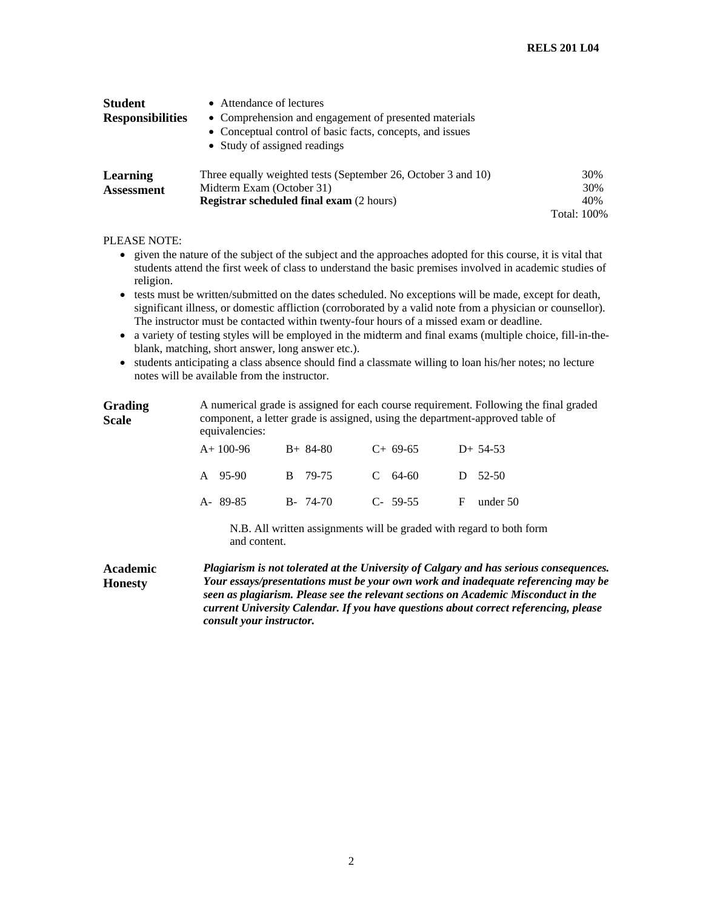**Student Responsibilities**

- Attendance of lectures
- Comprehension and engagement of presented materials
- Conceptual control of basic facts, concepts, and issues
- Study of assigned readings

**Learning Assessment**

| | |
|---|---|
| Three equally weighted tests (September 26, October 3 and 10) | 30% |
| Midterm Exam (October 31) | 30% |
| **Registrar scheduled final exam** (2 hours) | 40% |
| | Total: 100% |

PLEASE NOTE:

- given the nature of the subject of the subject and the approaches adopted for this course, it is vital that students attend the first week of class to understand the basic premises involved in academic studies of religion.
- tests must be written/submitted on the dates scheduled. No exceptions will be made, except for death, significant illness, or domestic affliction (corroborated by a valid note from a physician or counsellor). The instructor must be contacted within twenty-four hours of a missed exam or deadline.
- a variety of testing styles will be employed in the midterm and final exams (multiple choice, fill-in-the-blank, matching, short answer, long answer etc.).
- students anticipating a class absence should find a classmate willing to loan his/her notes; no lecture notes will be available from the instructor.

**Grading Scale**

A numerical grade is assigned for each course requirement. Following the final graded component, a letter grade is assigned, using the department-approved table of equivalencies:

| | | | |
|---|---|---|---|
| A+ 100-96 | B+ 84-80 | C+ 69-65 | D+ 54-53 |
| A 95-90 | B 79-75 | C 64-60 | D 52-50 |
| A- 89-85 | B- 74-70 | C- 59-55 | F under 50 |

N.B. All written assignments will be graded with regard to both form and content.

**Academic Honesty**

***Plagiarism is not tolerated at the University of Calgary and has serious consequences. Your essays/presentations must be your own work and inadequate referencing may be seen as plagiarism. Please see the relevant sections on Academic Misconduct in the current University Calendar. If you have questions about correct referencing, please consult your instructor.***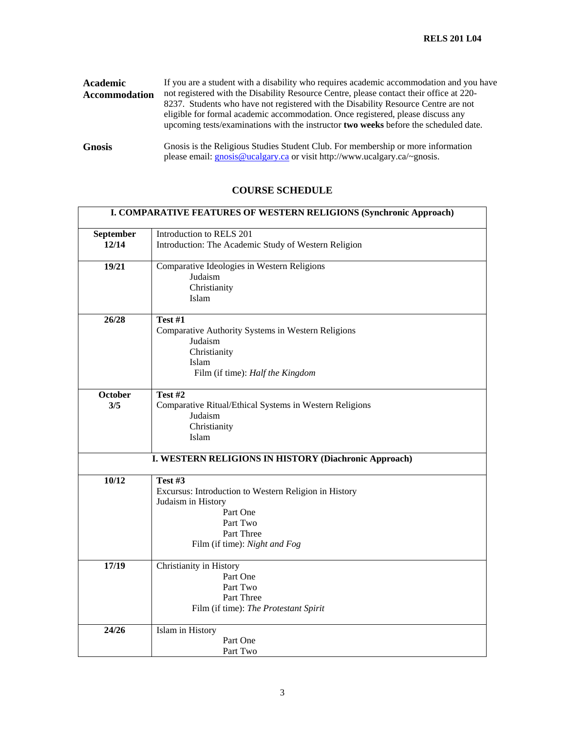**Academic Accommodation**

If you are a student with a disability who requires academic accommodation and you have not registered with the Disability Resource Centre, please contact their office at 220-8237. Students who have not registered with the Disability Resource Centre are not eligible for formal academic accommodation. Once registered, please discuss any upcoming tests/examinations with the instructor **two weeks** before the scheduled date.

**Gnosis**

Gnosis is the Religious Studies Student Club. For membership or more information please email: gnosis@ucalgary.ca or visit http://www.ucalgary.ca/~gnosis.

## COURSE SCHEDULE

| **I. COMPARATIVE FEATURES OF WESTERN RELIGIONS (Synchronic Approach)** | |
|---|---|
| **September 12/14** | Introduction to RELS 201<br>Introduction: The Academic Study of Western Religion |
| **19/21** | Comparative Ideologies in Western Religions<br>Judaism<br>Christianity<br>Islam |
| **26/28** | **Test #1**<br>Comparative Authority Systems in Western Religions<br>Judaism<br>Christianity<br>Islam<br>Film (if time): *Half the Kingdom* |
| **October 3/5** | **Test #2**<br>Comparative Ritual/Ethical Systems in Western Religions<br>Judaism<br>Christianity<br>Islam |
| **I. WESTERN RELIGIONS IN HISTORY (Diachronic Approach)** | |
| **10/12** | **Test #3**<br>Excursus: Introduction to Western Religion in History<br>Judaism in History<br>Part One<br>Part Two<br>Part Three<br>Film (if time): *Night and Fog* |
| **17/19** | Christianity in History<br>Part One<br>Part Two<br>Part Three<br>Film (if time): *The Protestant Spirit* |
| **24/26** | Islam in History<br>Part One<br>Part Two |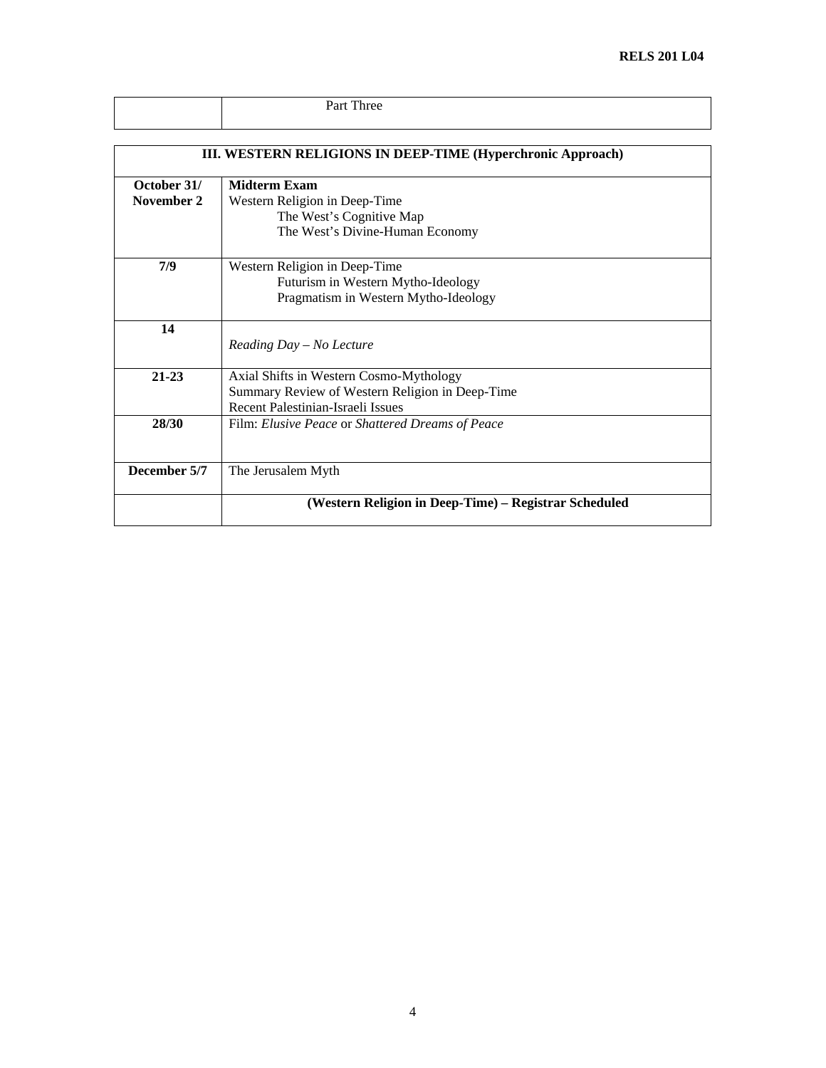| | |
|---|---|
| | Part Three |

| **III. WESTERN RELIGIONS IN DEEP-TIME (Hyperchronic Approach)** | |
|---|---|
| **October 31/ November 2** | **Midterm Exam**<br>Western Religion in Deep-Time<br>The West's Cognitive Map<br>The West's Divine-Human Economy |
| **7/9** | Western Religion in Deep-Time<br>Futurism in Western Mytho-Ideology<br>Pragmatism in Western Mytho-Ideology |
| **14** | *Reading Day – No Lecture* |
| **21-23** | Axial Shifts in Western Cosmo-Mythology<br>Summary Review of Western Religion in Deep-Time<br>Recent Palestinian-Israeli Issues |
| **28/30** | Film: *Elusive Peace* or *Shattered Dreams of Peace* |
| **December 5/7** | The Jerusalem Myth |
| | **(Western Religion in Deep-Time) – Registrar Scheduled** |